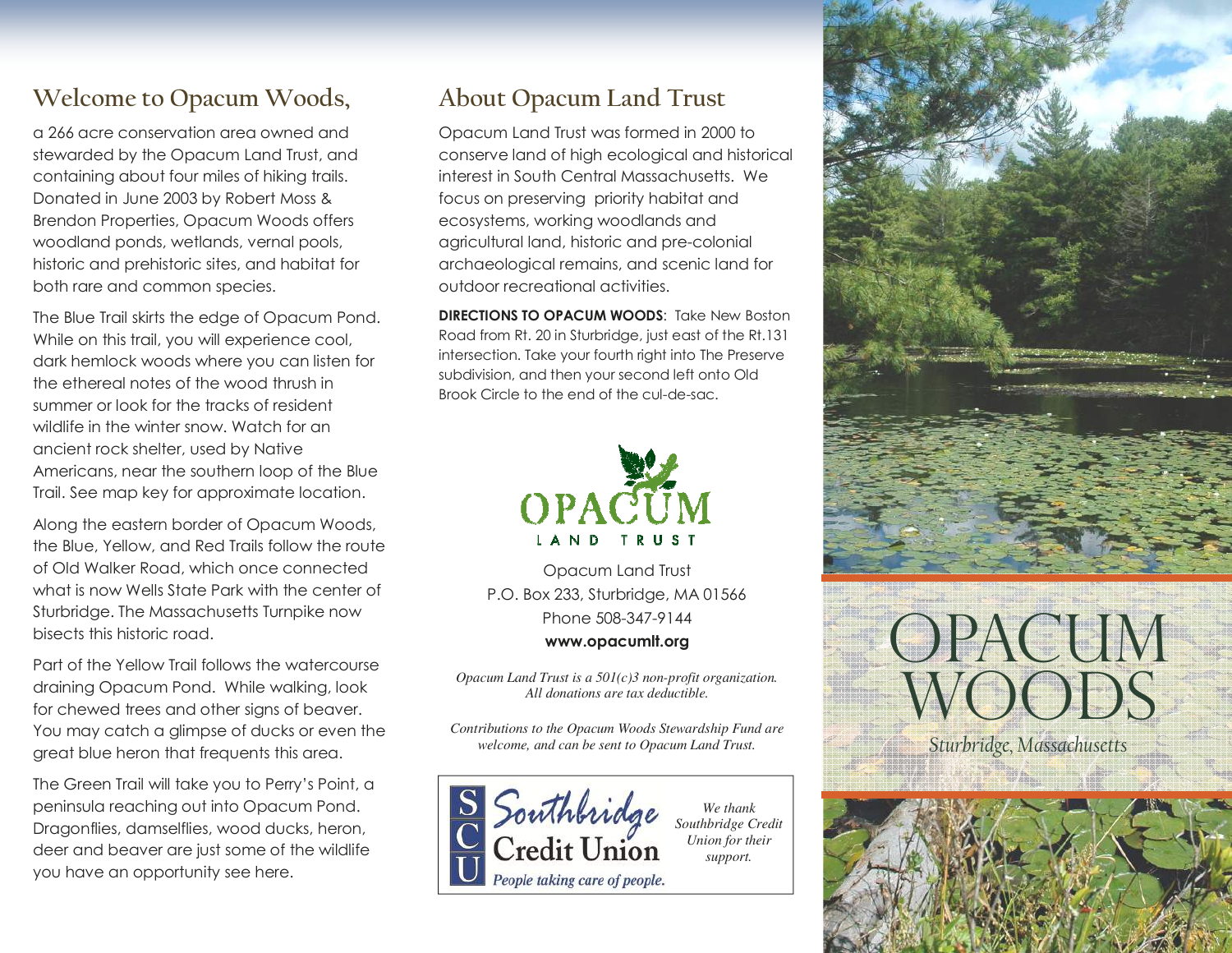## Welcome to Opacum Woods,

a 266 acre conservation area owned and stewarded by the Opacum Land Trust, and containing about four miles of hiking trails. Donated in June 2003 by Robert Moss & Brendon Properties, Opacum Woods offers woodland ponds, wetlands, vernal pools, historic and prehistoric sites, and habitat for both rare and common species.

The Blue Trail skirts the edge of Opacum Pond. While on this trail, you will experience cool, dark hemlock woods where you can listen for the ethereal notes of the wood thrush in summer or look for the tracks of resident wildlife in the winter snow. Watch for an ancient rock shelter, used by Native Americans, near the southern loop of the Blue Trail. See map key for approximate location.

Along the eastern border of Opacum Woods, the Blue, Yellow, and Red Trails follow the route of Old Walker Road, which once connected what is now Wells State Park with the center of Sturbridge. The Massachusetts Turnpike now bisects this historic road.

Part of the Yellow Trail follows the watercourse draining Opacum Pond. While walking, look for chewed trees and other signs of beaver. You may catch a glimpse of ducks or even the great blue heron that frequents this area.

The Green Trail will take you to Perry's Point, a peninsula reaching out into Opacum Pond. Dragonflies, damselflies, wood ducks, heron, deer and beaver are just some of the wildlife you have an opportunity see here.

## About Opacum Land Trust

Opacum Land Trust was formed in 2000 to conserve land of high ecological and historical interest in South Central Massachusetts. We focus on preserving priority habitat and ecosystems, working woodlands and agricultural land, historic and pre-colonial archaeological remains, and scenic land for outdoor recreational activities.

**DIRECTIONS TO OPACUM WOODS**: Take New Boston Road from Rt. 20 in Sturbridge, just east of the Rt.131 intersection. Take your fourth right into The Preserve subdivision, and then your second left onto Old Brook Circle to the end of the cul-de-sac.

OPACUM LAND TRUST

Opacum Land Trust
P.O. Box 233, Sturbridge, MA 01566
Phone 508-347-9144
**www.opacumlt.org**

*Opacum Land Trust is a 501(c)3 non-profit organization. All donations are tax deductible.*

*Contributions to the Opacum Woods Stewardship Fund are welcome, and can be sent to Opacum Land Trust.*

SCU Southbridge Credit Union
*People taking care of people.*

*We thank Southbridge Credit Union for their support.*

# OPACUM WOODS

*Sturbridge, Massachusetts*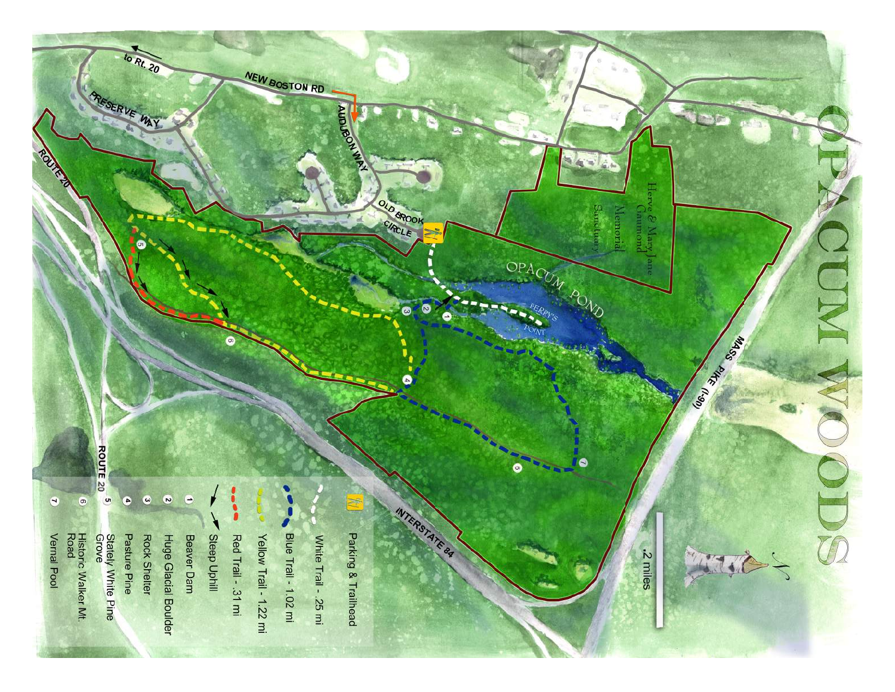# OPACUM WOODS

to Rt. 20

NEW BOSTON RD

PRESERVE WAY

AUDUBON WAY

OLD BROOK CIRCLE

ROUTE 20

Herve & Mary Jane Gaumond Memorial Sanctuary

OPACUM POND

PERRY'S POINT

MASS PIKE (I-90)

INTERSTATE 84

ROUTE 20

.2 miles

N

- Parking & Trailhead
- White Trail - .25 mi
- Blue Trail - 1.02 mi
- Yellow Trail - 1.22 mi
- Red Trail - .31 mi
- Steep Uphill

1. Beaver Dam
2. Huge Glacial Boulder
3. Rock Shelter
4. Pasture Pine
5. Stately White Pine Grove
6. Historic Walker Mt. Road
7. Vernal Pool